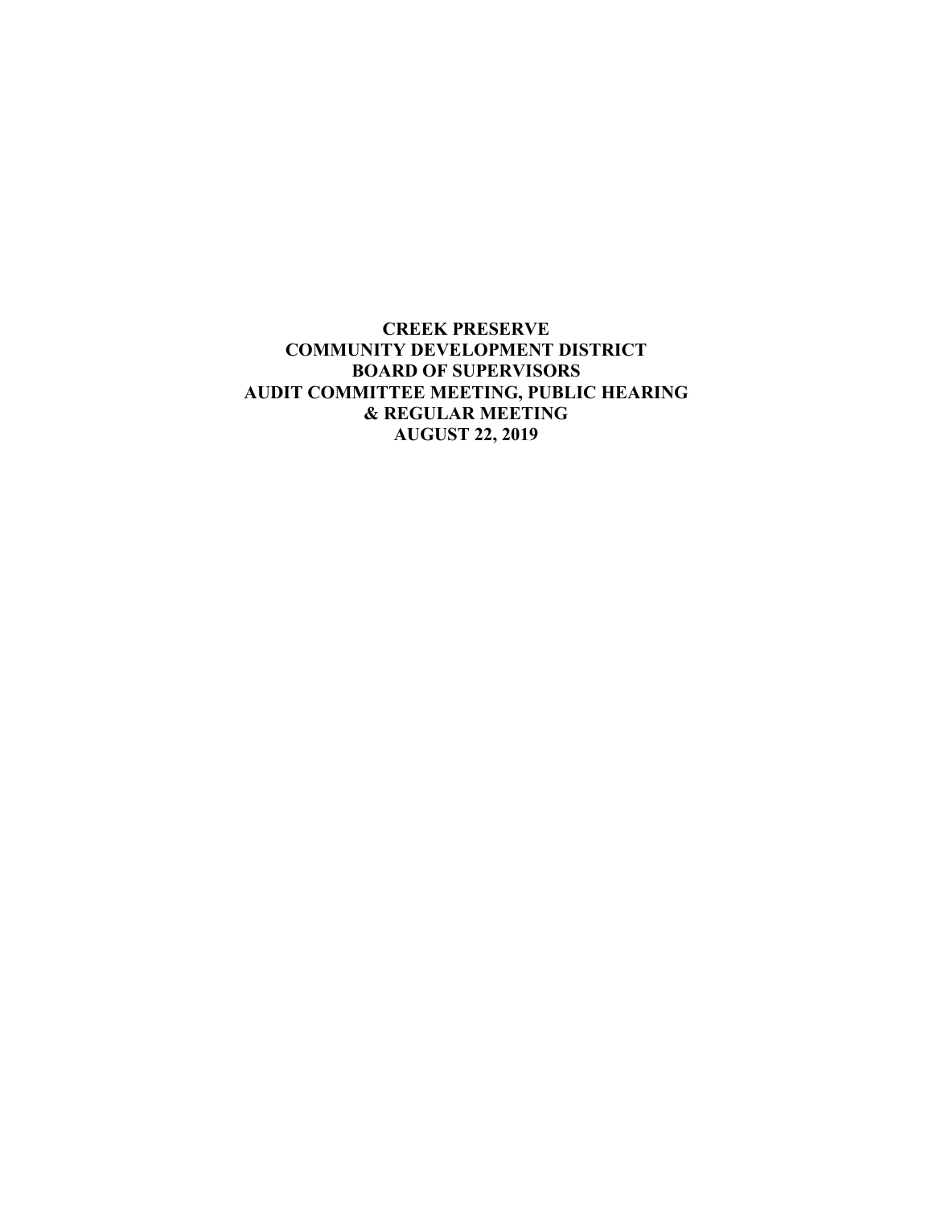**CREEK PRESERVE**
**COMMUNITY DEVELOPMENT DISTRICT**
**BOARD OF SUPERVISORS**
**AUDIT COMMITTEE MEETING, PUBLIC HEARING**
**& REGULAR MEETING**
**AUGUST 22, 2019**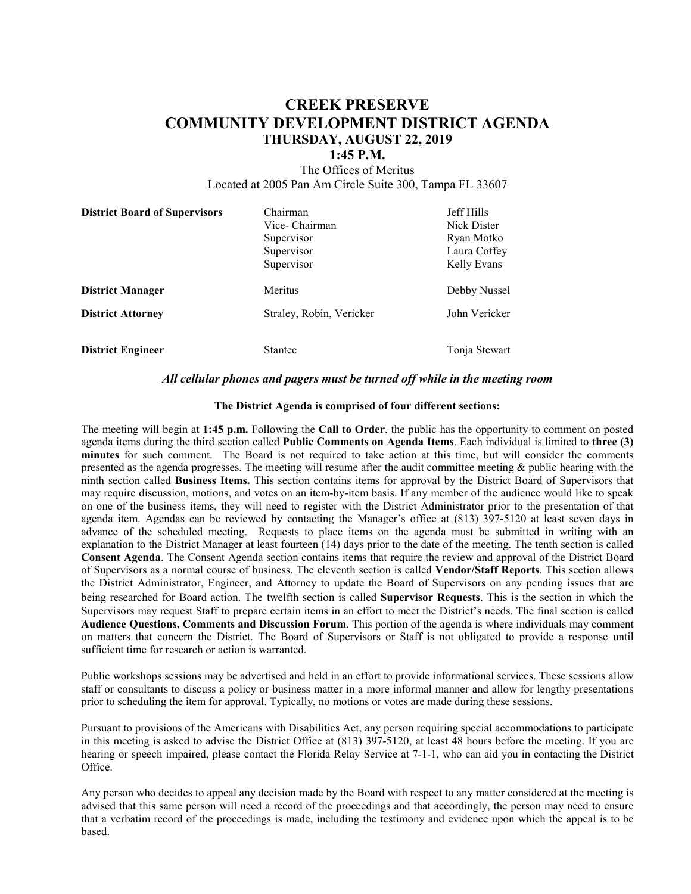# CREEK PRESERVE
# COMMUNITY DEVELOPMENT DISTRICT AGENDA
### THURSDAY, AUGUST 22, 2019
### 1:45 P.M.

The Offices of Meritus
Located at 2005 Pan Am Circle Suite 300, Tampa FL 33607

| | | |
|---|---|---|
| **District Board of Supervisors** | Chairman | Jeff Hills |
| | Vice- Chairman | Nick Dister |
| | Supervisor | Ryan Motko |
| | Supervisor | Laura Coffey |
| | Supervisor | Kelly Evans |
| **District Manager** | Meritus | Debby Nussel |
| **District Attorney** | Straley, Robin, Vericker | John Vericker |
| **District Engineer** | Stantec | Tonja Stewart |

***All cellular phones and pagers must be turned off while in the meeting room***

**The District Agenda is comprised of four different sections:**

The meeting will begin at **1:45 p.m.** Following the **Call to Order**, the public has the opportunity to comment on posted agenda items during the third section called **Public Comments on Agenda Items**. Each individual is limited to **three (3) minutes** for such comment. The Board is not required to take action at this time, but will consider the comments presented as the agenda progresses. The meeting will resume after the audit committee meeting & public hearing with the ninth section called **Business Items.** This section contains items for approval by the District Board of Supervisors that may require discussion, motions, and votes on an item-by-item basis. If any member of the audience would like to speak on one of the business items, they will need to register with the District Administrator prior to the presentation of that agenda item. Agendas can be reviewed by contacting the Manager's office at (813) 397-5120 at least seven days in advance of the scheduled meeting. Requests to place items on the agenda must be submitted in writing with an explanation to the District Manager at least fourteen (14) days prior to the date of the meeting. The tenth section is called **Consent Agenda**. The Consent Agenda section contains items that require the review and approval of the District Board of Supervisors as a normal course of business. The eleventh section is called **Vendor/Staff Reports**. This section allows the District Administrator, Engineer, and Attorney to update the Board of Supervisors on any pending issues that are being researched for Board action. The twelfth section is called **Supervisor Requests**. This is the section in which the Supervisors may request Staff to prepare certain items in an effort to meet the District's needs. The final section is called **Audience Questions, Comments and Discussion Forum**. This portion of the agenda is where individuals may comment on matters that concern the District. The Board of Supervisors or Staff is not obligated to provide a response until sufficient time for research or action is warranted.

Public workshops sessions may be advertised and held in an effort to provide informational services. These sessions allow staff or consultants to discuss a policy or business matter in a more informal manner and allow for lengthy presentations prior to scheduling the item for approval. Typically, no motions or votes are made during these sessions.

Pursuant to provisions of the Americans with Disabilities Act, any person requiring special accommodations to participate in this meeting is asked to advise the District Office at (813) 397-5120, at least 48 hours before the meeting. If you are hearing or speech impaired, please contact the Florida Relay Service at 7-1-1, who can aid you in contacting the District Office.

Any person who decides to appeal any decision made by the Board with respect to any matter considered at the meeting is advised that this same person will need a record of the proceedings and that accordingly, the person may need to ensure that a verbatim record of the proceedings is made, including the testimony and evidence upon which the appeal is to be based.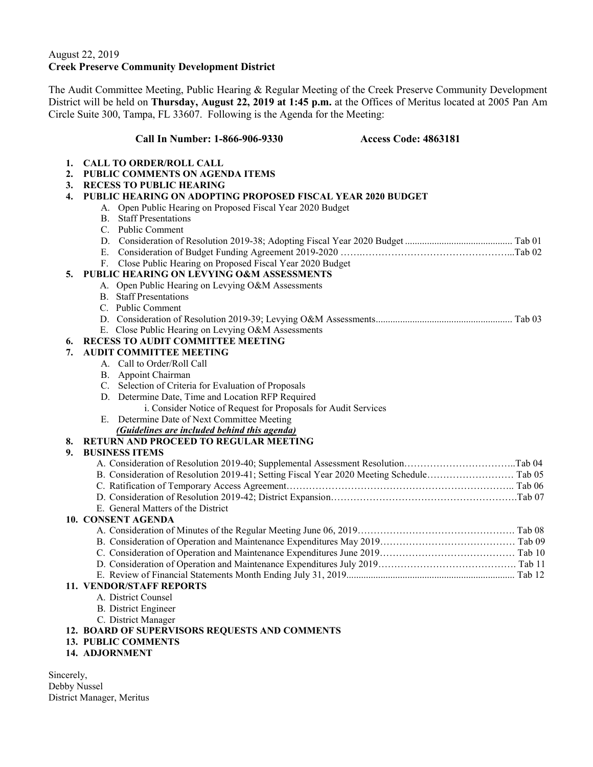August 22, 2019
**Creek Preserve Community Development District**

The Audit Committee Meeting, Public Hearing & Regular Meeting of the Creek Preserve Community Development District will be held on **Thursday, August 22, 2019 at 1:45 p.m.** at the Offices of Meritus located at 2005 Pan Am Circle Suite 300, Tampa, FL 33607. Following is the Agenda for the Meeting:

**Call In Number: 1-866-906-9330 Access Code: 4863181**

1. **CALL TO ORDER/ROLL CALL**
2. **PUBLIC COMMENTS ON AGENDA ITEMS**
3. **RECESS TO PUBLIC HEARING**
4. **PUBLIC HEARING ON ADOPTING PROPOSED FISCAL YEAR 2020 BUDGET**
   - A. Open Public Hearing on Proposed Fiscal Year 2020 Budget
   - B. Staff Presentations
   - C. Public Comment
   - D. Consideration of Resolution 2019-38; Adopting Fiscal Year 2020 Budget ........................................... Tab 01
   - E. Consideration of Budget Funding Agreement 2019-2020 ……………………………………………...Tab 02
   - F. Close Public Hearing on Proposed Fiscal Year 2020 Budget
5. **PUBLIC HEARING ON LEVYING O&M ASSESSMENTS**
   - A. Open Public Hearing on Levying O&M Assessments
   - B. Staff Presentations
   - C. Public Comment
   - D. Consideration of Resolution 2019-39; Levying O&M Assessments....................................................... Tab 03
   - E. Close Public Hearing on Levying O&M Assessments
6. **RECESS TO AUDIT COMMITTEE MEETING**
7. **AUDIT COMMITTEE MEETING**
   - A. Call to Order/Roll Call
   - B. Appoint Chairman
   - C. Selection of Criteria for Evaluation of Proposals
   - D. Determine Date, Time and Location RFP Required
     - i. Consider Notice of Request for Proposals for Audit Services
   - E. Determine Date of Next Committee Meeting
   
   ***(Guidelines are included behind this agenda)***
8. **RETURN AND PROCEED TO REGULAR MEETING**
9. **BUSINESS ITEMS**
   - A. Consideration of Resolution 2019-40; Supplemental Assessment Resolution……………………………..Tab 04
   - B. Consideration of Resolution 2019-41; Setting Fiscal Year 2020 Meeting Schedule……………………… Tab 05
   - C. Ratification of Temporary Access Agreement…………………………………………………………….. Tab 06
   - D. Consideration of Resolution 2019-42; District Expansion…………………………………………………Tab 07
   - E. General Matters of the District
10. **CONSENT AGENDA**
    - A. Consideration of Minutes of the Regular Meeting June 06, 2019…………………………………………. Tab 08
    - B. Consideration of Operation and Maintenance Expenditures May 2019…………………………………… Tab 09
    - C. Consideration of Operation and Maintenance Expenditures June 2019…………………………………… Tab 10
    - D. Consideration of Operation and Maintenance Expenditures July 2019……………………………………. Tab 11
    - E. Review of Financial Statements Month Ending July 31, 2019.................................................................... Tab 12
11. **VENDOR/STAFF REPORTS**
    - A. District Counsel
    - B. District Engineer
    - C. District Manager
12. **BOARD OF SUPERVISORS REQUESTS AND COMMENTS**
13. **PUBLIC COMMENTS**
14. **ADJOURNMENT**

Sincerely,
Debby Nussel
District Manager, Meritus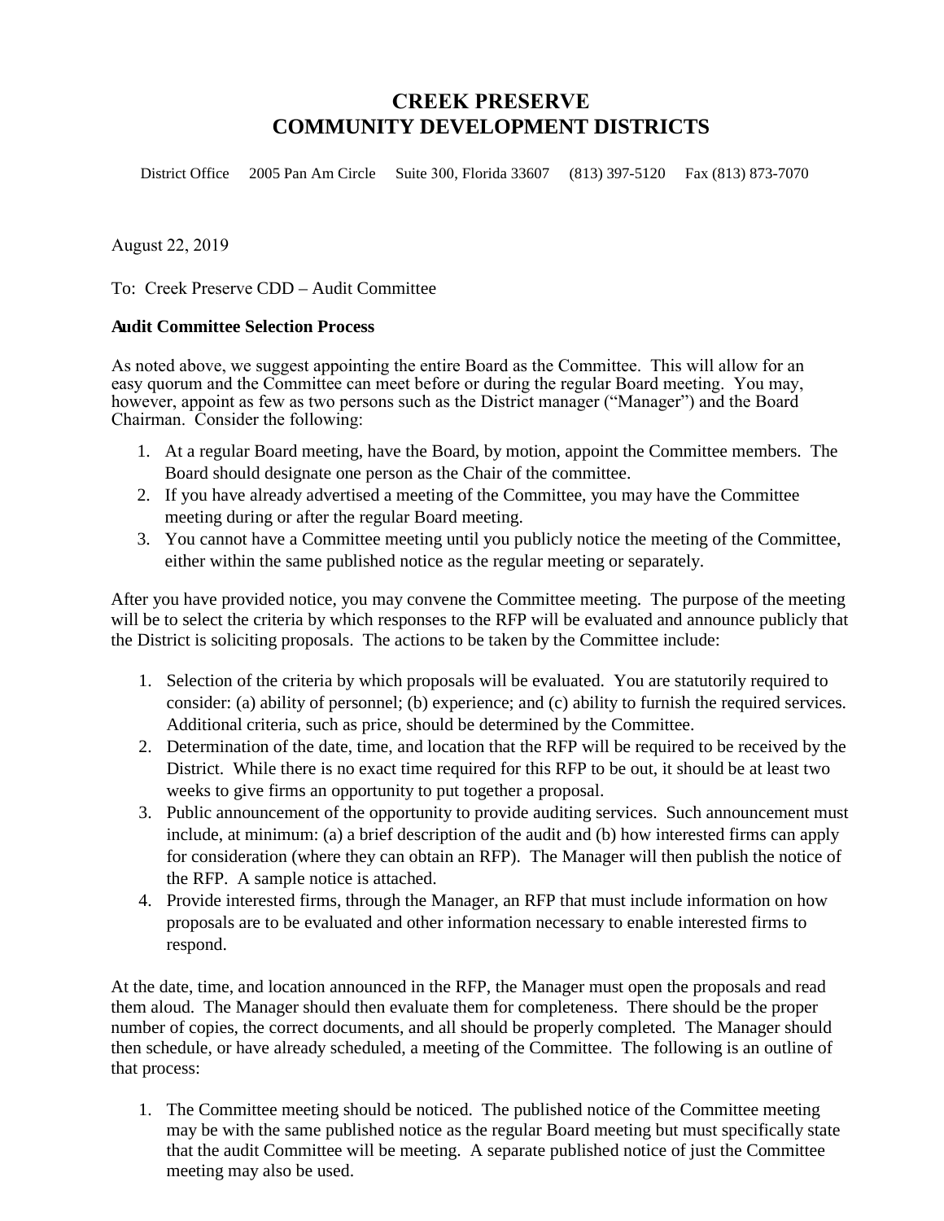# CREEK PRESERVE
# COMMUNITY DEVELOPMENT DISTRICTS

District Office  2005 Pan Am Circle  Suite 300, Florida 33607  (813) 397-5120  Fax (813) 873-7070

August 22, 2019

To: Creek Preserve CDD – Audit Committee

**Audit Committee Selection Process**

As noted above, we suggest appointing the entire Board as the Committee. This will allow for an easy quorum and the Committee can meet before or during the regular Board meeting. You may, however, appoint as few as two persons such as the District manager ("Manager") and the Board Chairman. Consider the following:

1. At a regular Board meeting, have the Board, by motion, appoint the Committee members. The Board should designate one person as the Chair of the committee.
2. If you have already advertised a meeting of the Committee, you may have the Committee meeting during or after the regular Board meeting.
3. You cannot have a Committee meeting until you publicly notice the meeting of the Committee, either within the same published notice as the regular meeting or separately.

After you have provided notice, you may convene the Committee meeting. The purpose of the meeting will be to select the criteria by which responses to the RFP will be evaluated and announce publicly that the District is soliciting proposals. The actions to be taken by the Committee include:

1. Selection of the criteria by which proposals will be evaluated. You are statutorily required to consider: (a) ability of personnel; (b) experience; and (c) ability to furnish the required services. Additional criteria, such as price, should be determined by the Committee.
2. Determination of the date, time, and location that the RFP will be required to be received by the District. While there is no exact time required for this RFP to be out, it should be at least two weeks to give firms an opportunity to put together a proposal.
3. Public announcement of the opportunity to provide auditing services. Such announcement must include, at minimum: (a) a brief description of the audit and (b) how interested firms can apply for consideration (where they can obtain an RFP). The Manager will then publish the notice of the RFP. A sample notice is attached.
4. Provide interested firms, through the Manager, an RFP that must include information on how proposals are to be evaluated and other information necessary to enable interested firms to respond.

At the date, time, and location announced in the RFP, the Manager must open the proposals and read them aloud. The Manager should then evaluate them for completeness. There should be the proper number of copies, the correct documents, and all should be properly completed. The Manager should then schedule, or have already scheduled, a meeting of the Committee. The following is an outline of that process:

1. The Committee meeting should be noticed. The published notice of the Committee meeting may be with the same published notice as the regular Board meeting but must specifically state that the audit Committee will be meeting. A separate published notice of just the Committee meeting may also be used.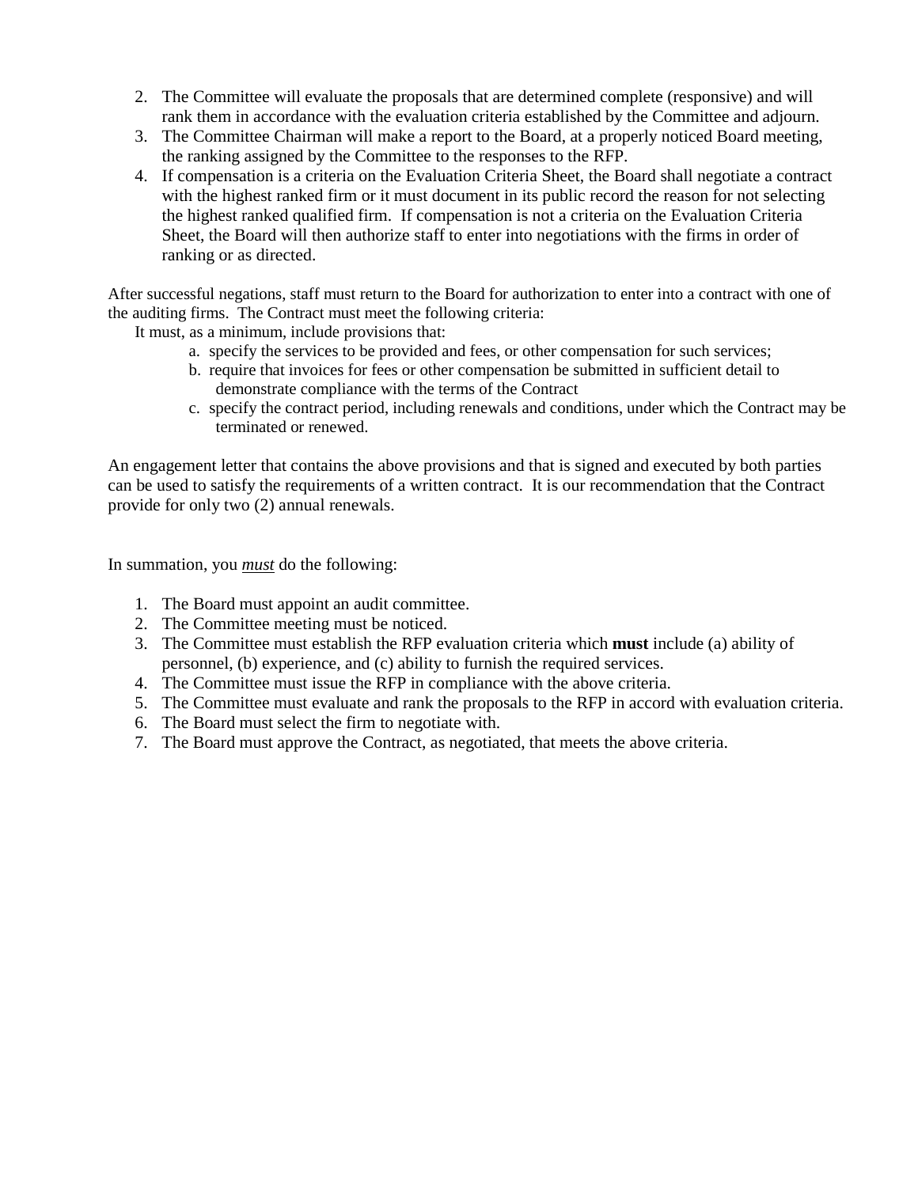2. The Committee will evaluate the proposals that are determined complete (responsive) and will rank them in accordance with the evaluation criteria established by the Committee and adjourn.
3. The Committee Chairman will make a report to the Board, at a properly noticed Board meeting, the ranking assigned by the Committee to the responses to the RFP.
4. If compensation is a criteria on the Evaluation Criteria Sheet, the Board shall negotiate a contract with the highest ranked firm or it must document in its public record the reason for not selecting the highest ranked qualified firm. If compensation is not a criteria on the Evaluation Criteria Sheet, the Board will then authorize staff to enter into negotiations with the firms in order of ranking or as directed.

After successful negations, staff must return to the Board for authorization to enter into a contract with one of the auditing firms. The Contract must meet the following criteria:

It must, as a minimum, include provisions that:

a. specify the services to be provided and fees, or other compensation for such services;
b. require that invoices for fees or other compensation be submitted in sufficient detail to demonstrate compliance with the terms of the Contract
c. specify the contract period, including renewals and conditions, under which the Contract may be terminated or renewed.

An engagement letter that contains the above provisions and that is signed and executed by both parties can be used to satisfy the requirements of a written contract. It is our recommendation that the Contract provide for only two (2) annual renewals.

In summation, you <u>*must*</u> do the following:

1. The Board must appoint an audit committee.
2. The Committee meeting must be noticed.
3. The Committee must establish the RFP evaluation criteria which **must** include (a) ability of personnel, (b) experience, and (c) ability to furnish the required services.
4. The Committee must issue the RFP in compliance with the above criteria.
5. The Committee must evaluate and rank the proposals to the RFP in accord with evaluation criteria.
6. The Board must select the firm to negotiate with.
7. The Board must approve the Contract, as negotiated, that meets the above criteria.